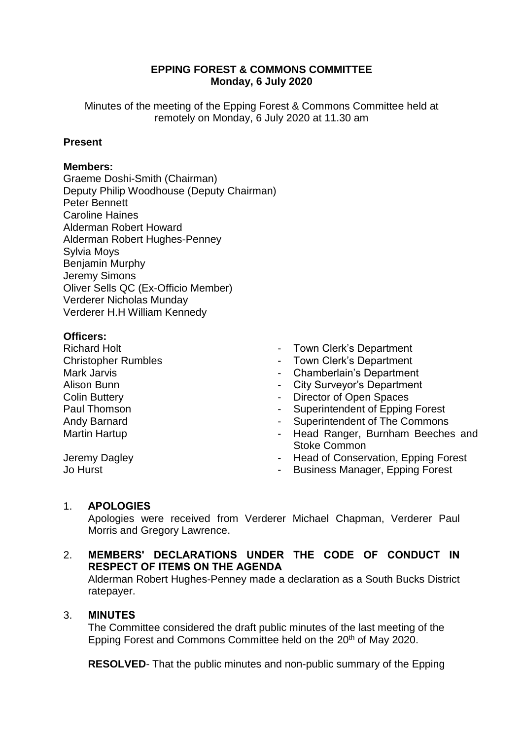# EPPING FOREST & COMMONS COMMITTEE
## Monday, 6 July 2020

Minutes of the meeting of the Epping Forest & Commons Committee held at remotely on Monday, 6 July 2020 at 11.30 am

**Present**

**Members:**

Graeme Doshi-Smith (Chairman)
Deputy Philip Woodhouse (Deputy Chairman)
Peter Bennett
Caroline Haines
Alderman Robert Howard
Alderman Robert Hughes-Penney
Sylvia Moys
Benjamin Murphy
Jeremy Simons
Oliver Sells QC (Ex-Officio Member)
Verderer Nicholas Munday
Verderer H.H William Kennedy

**Officers:**

| | |
|---|---|
| Richard Holt | - Town Clerk's Department |
| Christopher Rumbles | - Town Clerk's Department |
| Mark Jarvis | - Chamberlain's Department |
| Alison Bunn | - City Surveyor's Department |
| Colin Buttery | - Director of Open Spaces |
| Paul Thomson | - Superintendent of Epping Forest |
| Andy Barnard | - Superintendent of The Commons |
| Martin Hartup | - Head Ranger, Burnham Beeches and Stoke Common |
| Jeremy Dagley | - Head of Conservation, Epping Forest |
| Jo Hurst | - Business Manager, Epping Forest |

1. **APOLOGIES**

   Apologies were received from Verderer Michael Chapman, Verderer Paul Morris and Gregory Lawrence.

2. **MEMBERS' DECLARATIONS UNDER THE CODE OF CONDUCT IN RESPECT OF ITEMS ON THE AGENDA**

   Alderman Robert Hughes-Penney made a declaration as a South Bucks District ratepayer.

3. **MINUTES**

   The Committee considered the draft public minutes of the last meeting of the Epping Forest and Commons Committee held on the 20th of May 2020.

   **RESOLVED**- That the public minutes and non-public summary of the Epping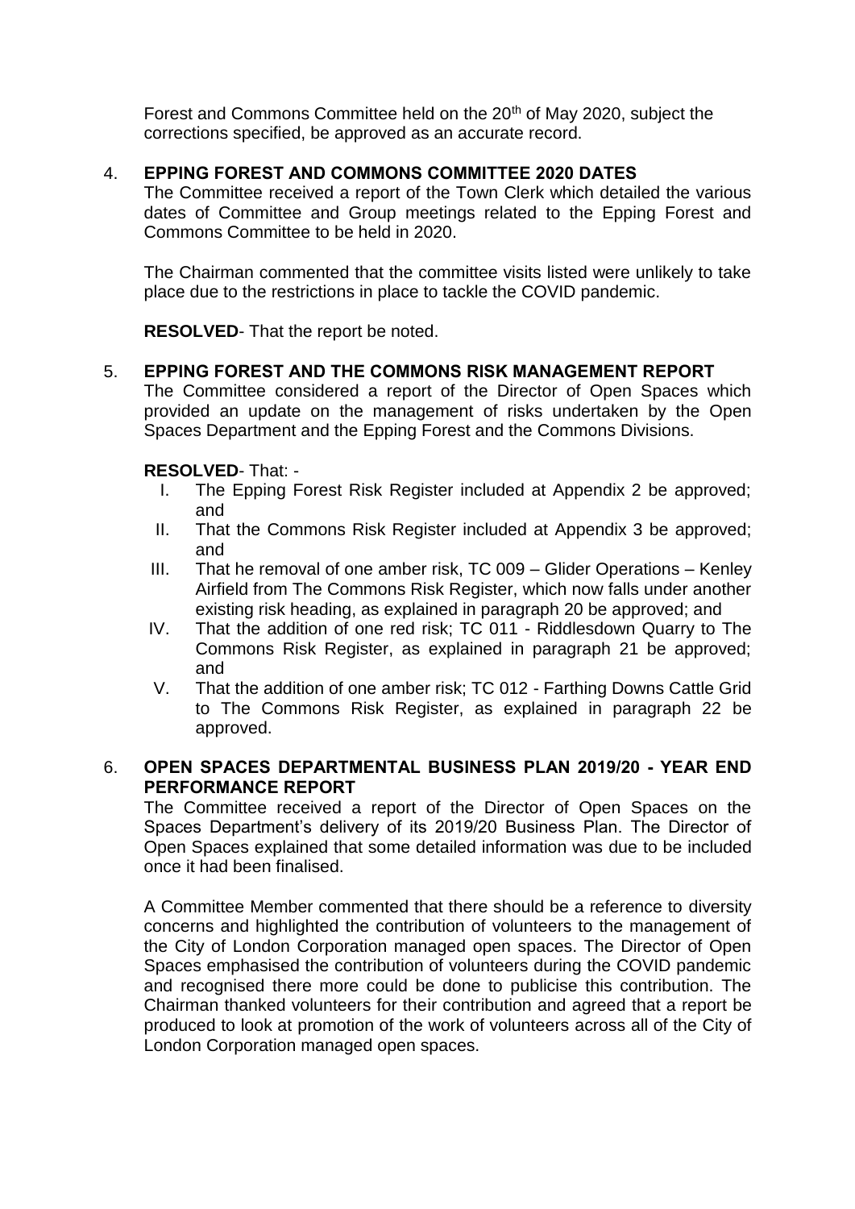Forest and Commons Committee held on the 20th of May 2020, subject the corrections specified, be approved as an accurate record.

4. **EPPING FOREST AND COMMONS COMMITTEE 2020 DATES**

The Committee received a report of the Town Clerk which detailed the various dates of Committee and Group meetings related to the Epping Forest and Commons Committee to be held in 2020.

The Chairman commented that the committee visits listed were unlikely to take place due to the restrictions in place to tackle the COVID pandemic.

**RESOLVED**- That the report be noted.

5. **EPPING FOREST AND THE COMMONS RISK MANAGEMENT REPORT**

The Committee considered a report of the Director of Open Spaces which provided an update on the management of risks undertaken by the Open Spaces Department and the Epping Forest and the Commons Divisions.

**RESOLVED**- That: -

I. The Epping Forest Risk Register included at Appendix 2 be approved; and
II. That the Commons Risk Register included at Appendix 3 be approved; and
III. That he removal of one amber risk, TC 009 – Glider Operations – Kenley Airfield from The Commons Risk Register, which now falls under another existing risk heading, as explained in paragraph 20 be approved; and
IV. That the addition of one red risk; TC 011 - Riddlesdown Quarry to The Commons Risk Register, as explained in paragraph 21 be approved; and
V. That the addition of one amber risk; TC 012 - Farthing Downs Cattle Grid to The Commons Risk Register, as explained in paragraph 22 be approved.

6. **OPEN SPACES DEPARTMENTAL BUSINESS PLAN 2019/20 - YEAR END PERFORMANCE REPORT**

The Committee received a report of the Director of Open Spaces on the Spaces Department's delivery of its 2019/20 Business Plan. The Director of Open Spaces explained that some detailed information was due to be included once it had been finalised.

A Committee Member commented that there should be a reference to diversity concerns and highlighted the contribution of volunteers to the management of the City of London Corporation managed open spaces. The Director of Open Spaces emphasised the contribution of volunteers during the COVID pandemic and recognised there more could be done to publicise this contribution. The Chairman thanked volunteers for their contribution and agreed that a report be produced to look at promotion of the work of volunteers across all of the City of London Corporation managed open spaces.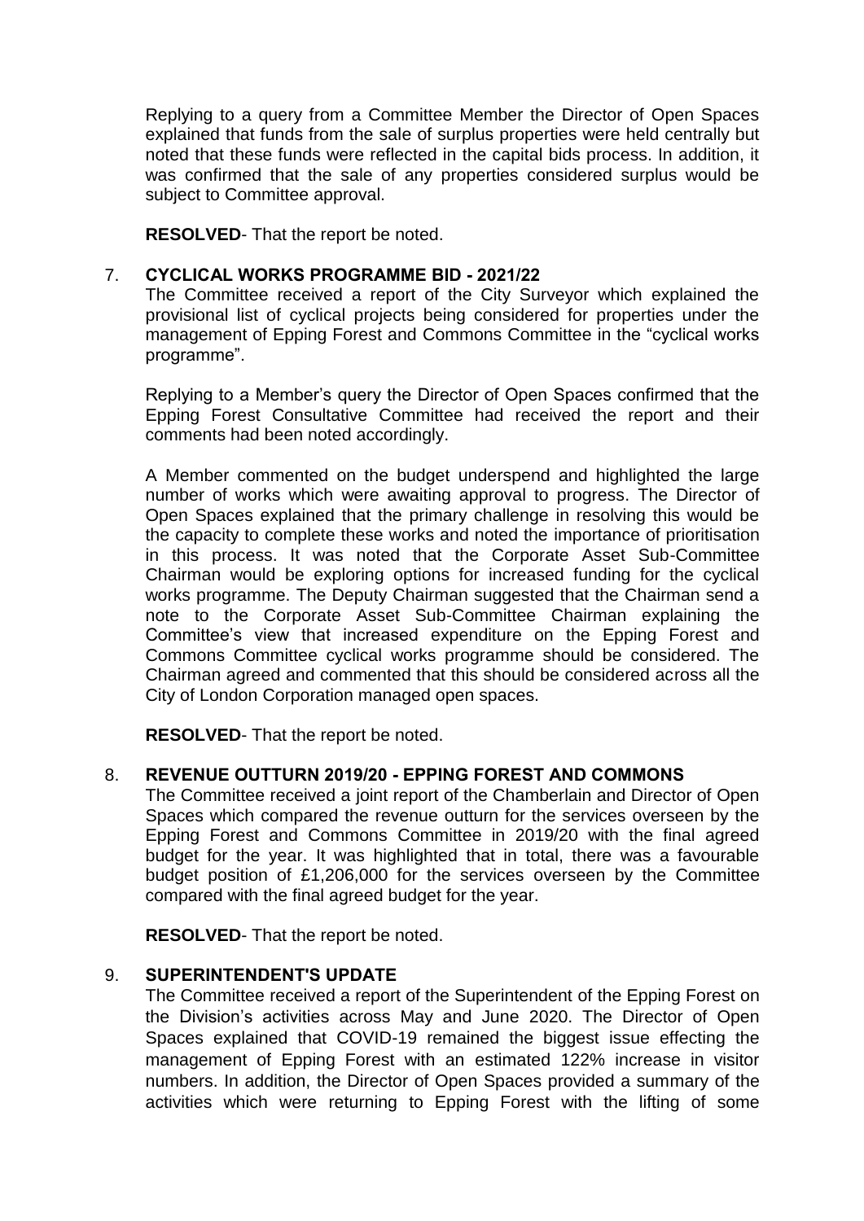Replying to a query from a Committee Member the Director of Open Spaces explained that funds from the sale of surplus properties were held centrally but noted that these funds were reflected in the capital bids process. In addition, it was confirmed that the sale of any properties considered surplus would be subject to Committee approval.

**RESOLVED**- That the report be noted.

7. **CYCLICAL WORKS PROGRAMME BID - 2021/22**

The Committee received a report of the City Surveyor which explained the provisional list of cyclical projects being considered for properties under the management of Epping Forest and Commons Committee in the "cyclical works programme".

Replying to a Member's query the Director of Open Spaces confirmed that the Epping Forest Consultative Committee had received the report and their comments had been noted accordingly.

A Member commented on the budget underspend and highlighted the large number of works which were awaiting approval to progress. The Director of Open Spaces explained that the primary challenge in resolving this would be the capacity to complete these works and noted the importance of prioritisation in this process. It was noted that the Corporate Asset Sub-Committee Chairman would be exploring options for increased funding for the cyclical works programme. The Deputy Chairman suggested that the Chairman send a note to the Corporate Asset Sub-Committee Chairman explaining the Committee's view that increased expenditure on the Epping Forest and Commons Committee cyclical works programme should be considered. The Chairman agreed and commented that this should be considered across all the City of London Corporation managed open spaces.

**RESOLVED**- That the report be noted.

8. **REVENUE OUTTURN 2019/20 - EPPING FOREST AND COMMONS**

The Committee received a joint report of the Chamberlain and Director of Open Spaces which compared the revenue outturn for the services overseen by the Epping Forest and Commons Committee in 2019/20 with the final agreed budget for the year. It was highlighted that in total, there was a favourable budget position of £1,206,000 for the services overseen by the Committee compared with the final agreed budget for the year.

**RESOLVED**- That the report be noted.

9. **SUPERINTENDENT'S UPDATE**

The Committee received a report of the Superintendent of the Epping Forest on the Division's activities across May and June 2020. The Director of Open Spaces explained that COVID-19 remained the biggest issue effecting the management of Epping Forest with an estimated 122% increase in visitor numbers. In addition, the Director of Open Spaces provided a summary of the activities which were returning to Epping Forest with the lifting of some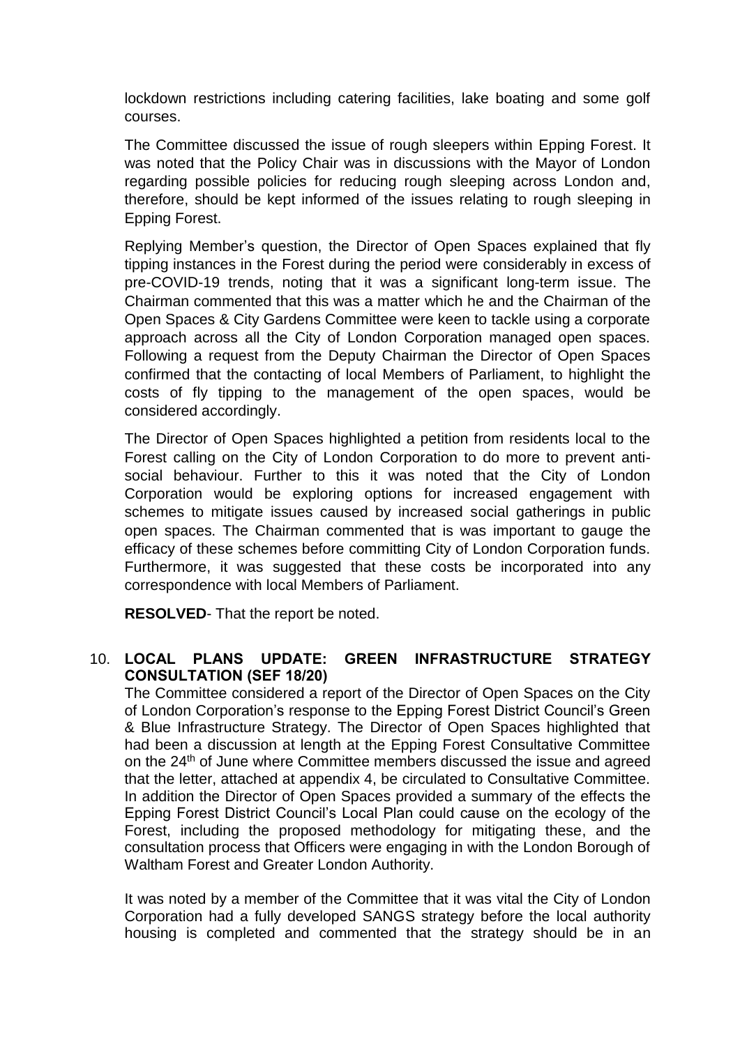lockdown restrictions including catering facilities, lake boating and some golf courses.

The Committee discussed the issue of rough sleepers within Epping Forest. It was noted that the Policy Chair was in discussions with the Mayor of London regarding possible policies for reducing rough sleeping across London and, therefore, should be kept informed of the issues relating to rough sleeping in Epping Forest.

Replying Member's question, the Director of Open Spaces explained that fly tipping instances in the Forest during the period were considerably in excess of pre-COVID-19 trends, noting that it was a significant long-term issue. The Chairman commented that this was a matter which he and the Chairman of the Open Spaces & City Gardens Committee were keen to tackle using a corporate approach across all the City of London Corporation managed open spaces. Following a request from the Deputy Chairman the Director of Open Spaces confirmed that the contacting of local Members of Parliament, to highlight the costs of fly tipping to the management of the open spaces, would be considered accordingly.

The Director of Open Spaces highlighted a petition from residents local to the Forest calling on the City of London Corporation to do more to prevent anti-social behaviour. Further to this it was noted that the City of London Corporation would be exploring options for increased engagement with schemes to mitigate issues caused by increased social gatherings in public open spaces. The Chairman commented that is was important to gauge the efficacy of these schemes before committing City of London Corporation funds. Furthermore, it was suggested that these costs be incorporated into any correspondence with local Members of Parliament.

**RESOLVED**- That the report be noted.

10. **LOCAL PLANS UPDATE: GREEN INFRASTRUCTURE STRATEGY CONSULTATION (SEF 18/20)**

The Committee considered a report of the Director of Open Spaces on the City of London Corporation's response to the Epping Forest District Council's Green & Blue Infrastructure Strategy. The Director of Open Spaces highlighted that had been a discussion at length at the Epping Forest Consultative Committee on the 24th of June where Committee members discussed the issue and agreed that the letter, attached at appendix 4, be circulated to Consultative Committee. In addition the Director of Open Spaces provided a summary of the effects the Epping Forest District Council's Local Plan could cause on the ecology of the Forest, including the proposed methodology for mitigating these, and the consultation process that Officers were engaging in with the London Borough of Waltham Forest and Greater London Authority.

It was noted by a member of the Committee that it was vital the City of London Corporation had a fully developed SANGS strategy before the local authority housing is completed and commented that the strategy should be in an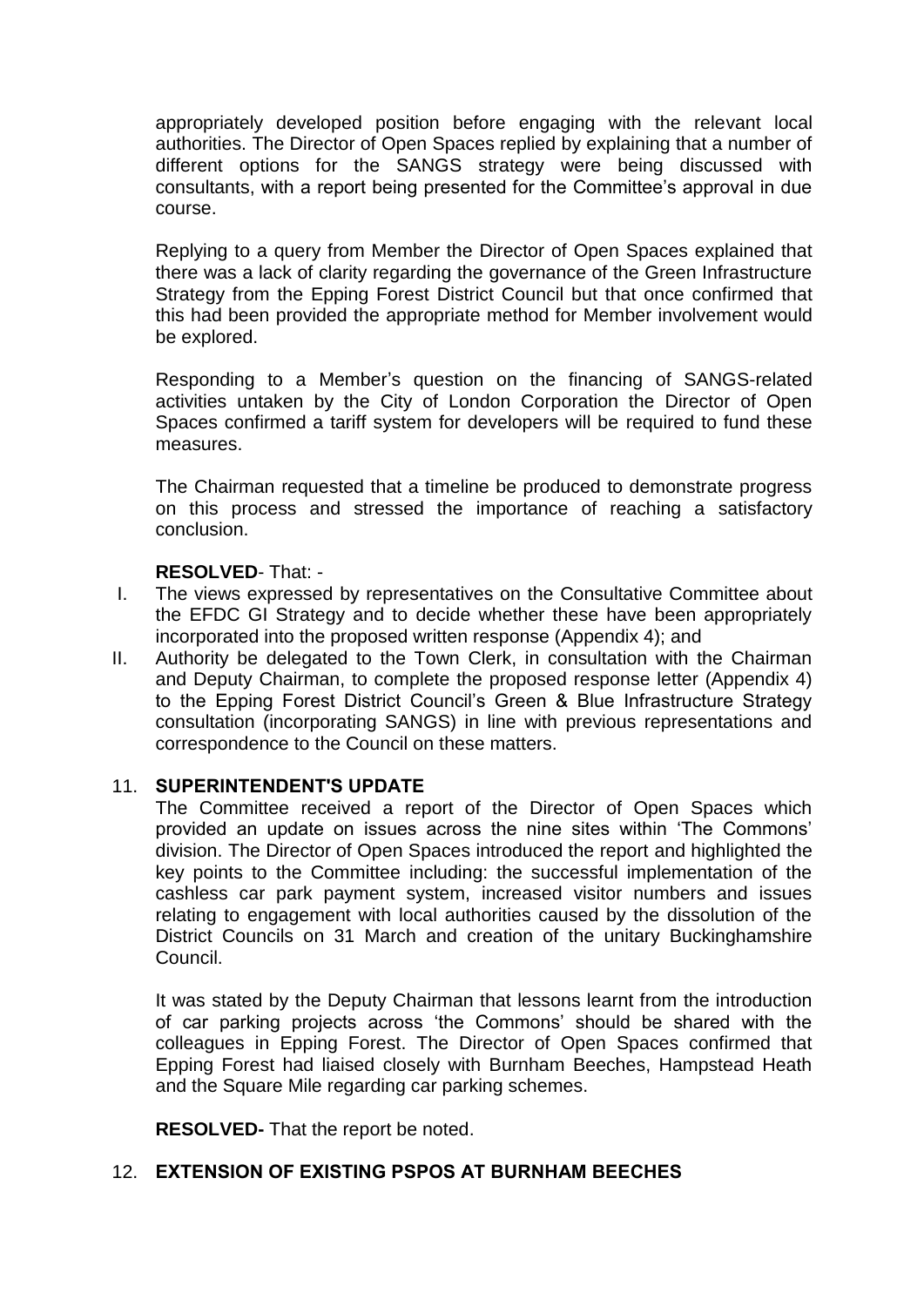appropriately developed position before engaging with the relevant local authorities. The Director of Open Spaces replied by explaining that a number of different options for the SANGS strategy were being discussed with consultants, with a report being presented for the Committee's approval in due course.

Replying to a query from Member the Director of Open Spaces explained that there was a lack of clarity regarding the governance of the Green Infrastructure Strategy from the Epping Forest District Council but that once confirmed that this had been provided the appropriate method for Member involvement would be explored.

Responding to a Member's question on the financing of SANGS-related activities untaken by the City of London Corporation the Director of Open Spaces confirmed a tariff system for developers will be required to fund these measures.

The Chairman requested that a timeline be produced to demonstrate progress on this process and stressed the importance of reaching a satisfactory conclusion.

**RESOLVED**- That: -

I. The views expressed by representatives on the Consultative Committee about the EFDC GI Strategy and to decide whether these have been appropriately incorporated into the proposed written response (Appendix 4); and
II. Authority be delegated to the Town Clerk, in consultation with the Chairman and Deputy Chairman, to complete the proposed response letter (Appendix 4) to the Epping Forest District Council's Green & Blue Infrastructure Strategy consultation (incorporating SANGS) in line with previous representations and correspondence to the Council on these matters.

## 11. SUPERINTENDENT'S UPDATE

The Committee received a report of the Director of Open Spaces which provided an update on issues across the nine sites within 'The Commons' division. The Director of Open Spaces introduced the report and highlighted the key points to the Committee including: the successful implementation of the cashless car park payment system, increased visitor numbers and issues relating to engagement with local authorities caused by the dissolution of the District Councils on 31 March and creation of the unitary Buckinghamshire Council.

It was stated by the Deputy Chairman that lessons learnt from the introduction of car parking projects across 'the Commons' should be shared with the colleagues in Epping Forest. The Director of Open Spaces confirmed that Epping Forest had liaised closely with Burnham Beeches, Hampstead Heath and the Square Mile regarding car parking schemes.

**RESOLVED-** That the report be noted.

## 12. EXTENSION OF EXISTING PSPOS AT BURNHAM BEECHES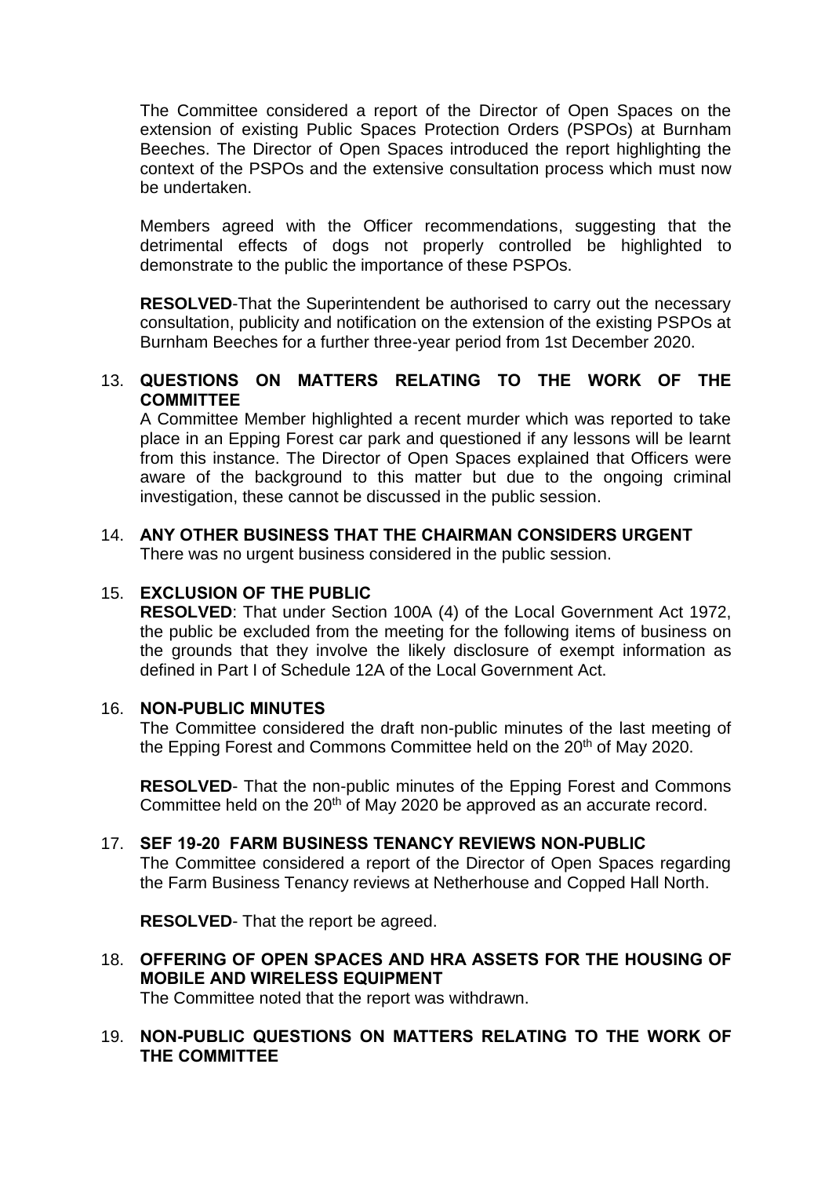The Committee considered a report of the Director of Open Spaces on the extension of existing Public Spaces Protection Orders (PSPOs) at Burnham Beeches. The Director of Open Spaces introduced the report highlighting the context of the PSPOs and the extensive consultation process which must now be undertaken.

Members agreed with the Officer recommendations, suggesting that the detrimental effects of dogs not properly controlled be highlighted to demonstrate to the public the importance of these PSPOs.

**RESOLVED**-That the Superintendent be authorised to carry out the necessary consultation, publicity and notification on the extension of the existing PSPOs at Burnham Beeches for a further three-year period from 1st December 2020.

13. **QUESTIONS ON MATTERS RELATING TO THE WORK OF THE COMMITTEE**

A Committee Member highlighted a recent murder which was reported to take place in an Epping Forest car park and questioned if any lessons will be learnt from this instance. The Director of Open Spaces explained that Officers were aware of the background to this matter but due to the ongoing criminal investigation, these cannot be discussed in the public session.

14. **ANY OTHER BUSINESS THAT THE CHAIRMAN CONSIDERS URGENT**

There was no urgent business considered in the public session.

15. **EXCLUSION OF THE PUBLIC**

**RESOLVED**: That under Section 100A (4) of the Local Government Act 1972, the public be excluded from the meeting for the following items of business on the grounds that they involve the likely disclosure of exempt information as defined in Part I of Schedule 12A of the Local Government Act.

16. **NON-PUBLIC MINUTES**

The Committee considered the draft non-public minutes of the last meeting of the Epping Forest and Commons Committee held on the 20th of May 2020.

**RESOLVED**- That the non-public minutes of the Epping Forest and Commons Committee held on the 20th of May 2020 be approved as an accurate record.

17. **SEF 19-20 FARM BUSINESS TENANCY REVIEWS NON-PUBLIC**

The Committee considered a report of the Director of Open Spaces regarding the Farm Business Tenancy reviews at Netherhouse and Copped Hall North.

**RESOLVED**- That the report be agreed.

18. **OFFERING OF OPEN SPACES AND HRA ASSETS FOR THE HOUSING OF MOBILE AND WIRELESS EQUIPMENT**

The Committee noted that the report was withdrawn.

19. **NON-PUBLIC QUESTIONS ON MATTERS RELATING TO THE WORK OF THE COMMITTEE**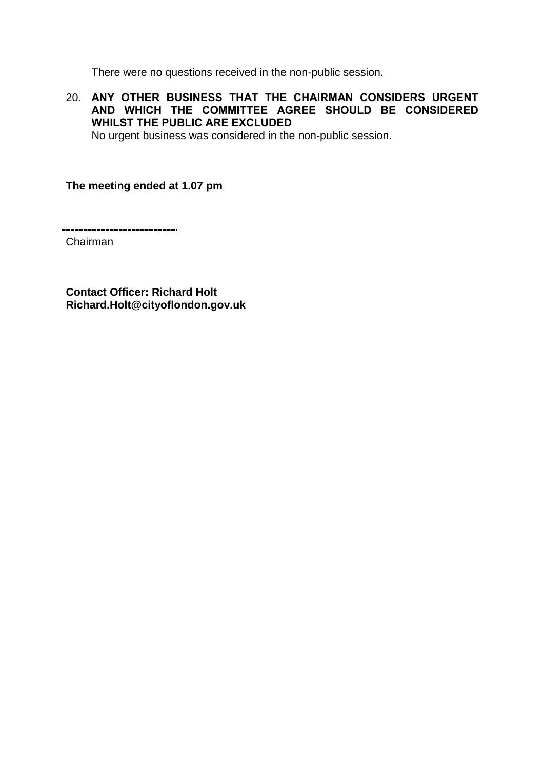There were no questions received in the non-public session.

20. **ANY OTHER BUSINESS THAT THE CHAIRMAN CONSIDERS URGENT AND WHICH THE COMMITTEE AGREE SHOULD BE CONSIDERED WHILST THE PUBLIC ARE EXCLUDED**
    No urgent business was considered in the non-public session.

**The meeting ended at 1.07 pm**

---------------------------

Chairman

**Contact Officer: Richard Holt**
**Richard.Holt@cityoflondon.gov.uk**